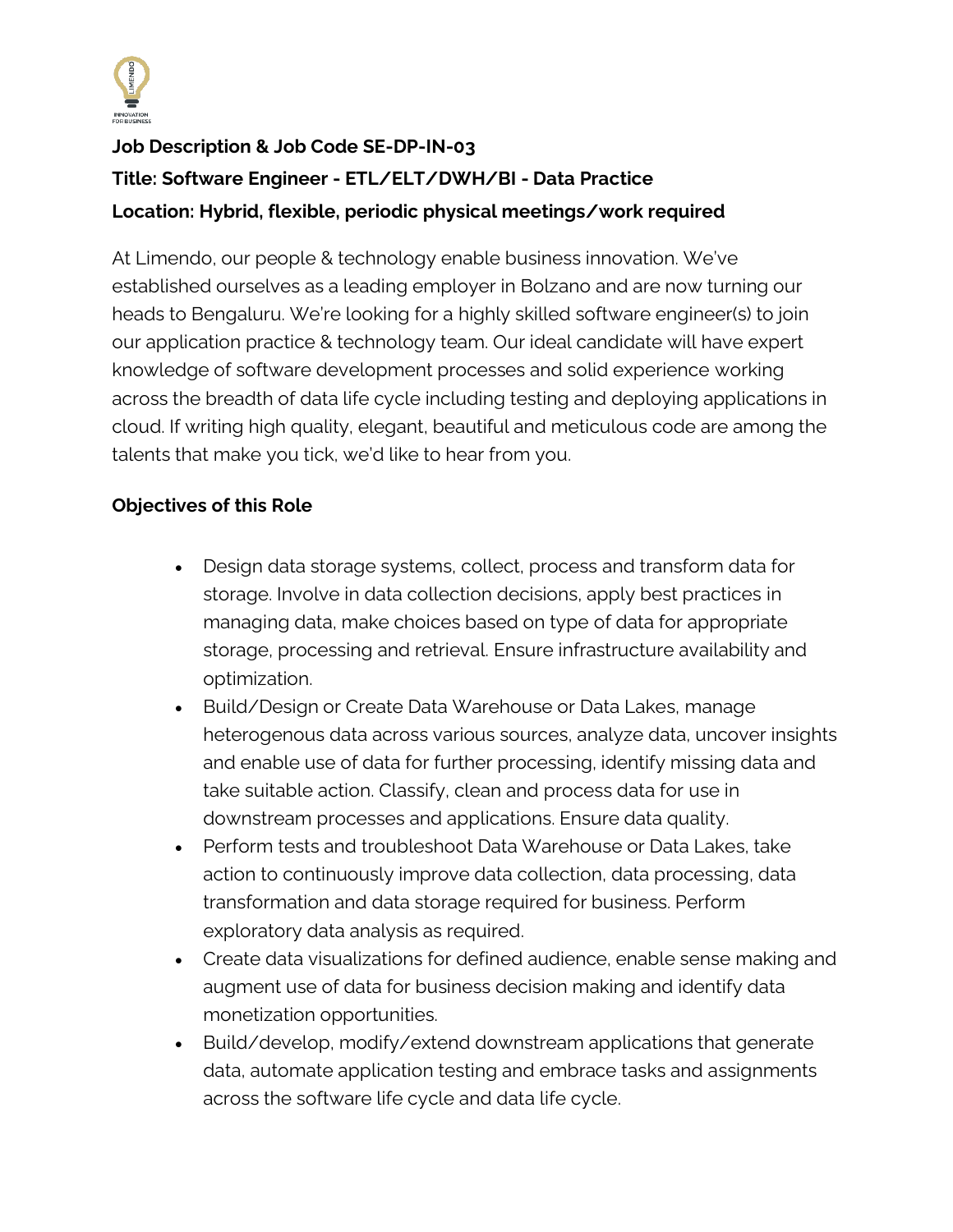**Job Description & Job Code SE-DP-IN-03**

**Title: Software Engineer - ETL/ELT/DWH/BI - Data Practice**

**Location: Hybrid, flexible, periodic physical meetings/work required**

At Limendo, our people & technology enable business innovation. We've established ourselves as a leading employer in Bolzano and are now turning our heads to Bengaluru. We're looking for a highly skilled software engineer(s) to join our application practice & technology team. Our ideal candidate will have expert knowledge of software development processes and solid experience working across the breadth of data life cycle including testing and deploying applications in cloud. If writing high quality, elegant, beautiful and meticulous code are among the talents that make you tick, we'd like to hear from you.

**Objectives of this Role**

- Design data storage systems, collect, process and transform data for storage. Involve in data collection decisions, apply best practices in managing data, make choices based on type of data for appropriate storage, processing and retrieval. Ensure infrastructure availability and optimization.
- Build/Design or Create Data Warehouse or Data Lakes, manage heterogenous data across various sources, analyze data, uncover insights and enable use of data for further processing, identify missing data and take suitable action. Classify, clean and process data for use in downstream processes and applications. Ensure data quality.
- Perform tests and troubleshoot Data Warehouse or Data Lakes, take action to continuously improve data collection, data processing, data transformation and data storage required for business. Perform exploratory data analysis as required.
- Create data visualizations for defined audience, enable sense making and augment use of data for business decision making and identify data monetization opportunities.
- Build/develop, modify/extend downstream applications that generate data, automate application testing and embrace tasks and assignments across the software life cycle and data life cycle.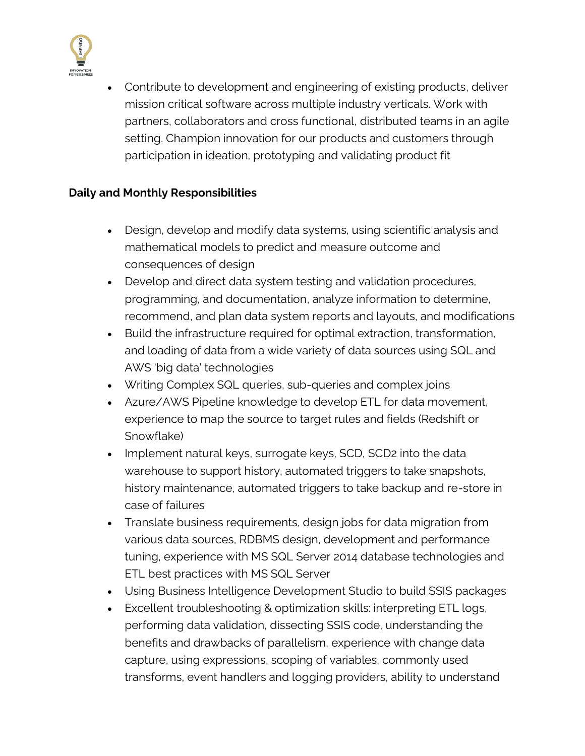- Contribute to development and engineering of existing products, deliver mission critical software across multiple industry verticals. Work with partners, collaborators and cross functional, distributed teams in an agile setting. Champion innovation for our products and customers through participation in ideation, prototyping and validating product fit

**Daily and Monthly Responsibilities**

- Design, develop and modify data systems, using scientific analysis and mathematical models to predict and measure outcome and consequences of design
- Develop and direct data system testing and validation procedures, programming, and documentation, analyze information to determine, recommend, and plan data system reports and layouts, and modifications
- Build the infrastructure required for optimal extraction, transformation, and loading of data from a wide variety of data sources using SQL and AWS 'big data' technologies
- Writing Complex SQL queries, sub-queries and complex joins
- Azure/AWS Pipeline knowledge to develop ETL for data movement, experience to map the source to target rules and fields (Redshift or Snowflake)
- Implement natural keys, surrogate keys, SCD, SCD2 into the data warehouse to support history, automated triggers to take snapshots, history maintenance, automated triggers to take backup and re-store in case of failures
- Translate business requirements, design jobs for data migration from various data sources, RDBMS design, development and performance tuning, experience with MS SQL Server 2014 database technologies and ETL best practices with MS SQL Server
- Using Business Intelligence Development Studio to build SSIS packages
- Excellent troubleshooting & optimization skills: interpreting ETL logs, performing data validation, dissecting SSIS code, understanding the benefits and drawbacks of parallelism, experience with change data capture, using expressions, scoping of variables, commonly used transforms, event handlers and logging providers, ability to understand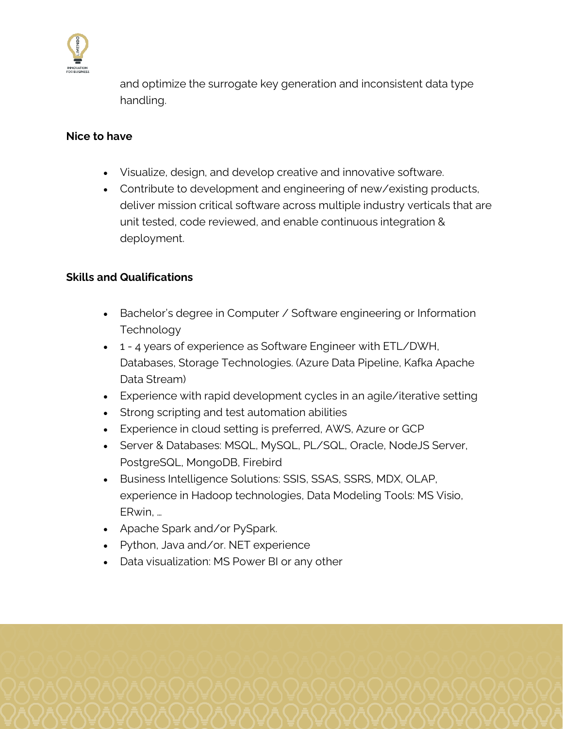and optimize the surrogate key generation and inconsistent data type handling.

**Nice to have**

- Visualize, design, and develop creative and innovative software.
- Contribute to development and engineering of new/existing products, deliver mission critical software across multiple industry verticals that are unit tested, code reviewed, and enable continuous integration & deployment.

**Skills and Qualifications**

- Bachelor's degree in Computer / Software engineering or Information Technology
- 1 - 4 years of experience as Software Engineer with ETL/DWH, Databases, Storage Technologies. (Azure Data Pipeline, Kafka Apache Data Stream)
- Experience with rapid development cycles in an agile/iterative setting
- Strong scripting and test automation abilities
- Experience in cloud setting is preferred, AWS, Azure or GCP
- Server & Databases: MSQL, MySQL, PL/SQL, Oracle, NodeJS Server, PostgreSQL, MongoDB, Firebird
- Business Intelligence Solutions: SSIS, SSAS, SSRS, MDX, OLAP, experience in Hadoop technologies, Data Modeling Tools: MS Visio, ERwin, …
- Apache Spark and/or PySpark.
- Python, Java and/or. NET experience
- Data visualization: MS Power BI or any other